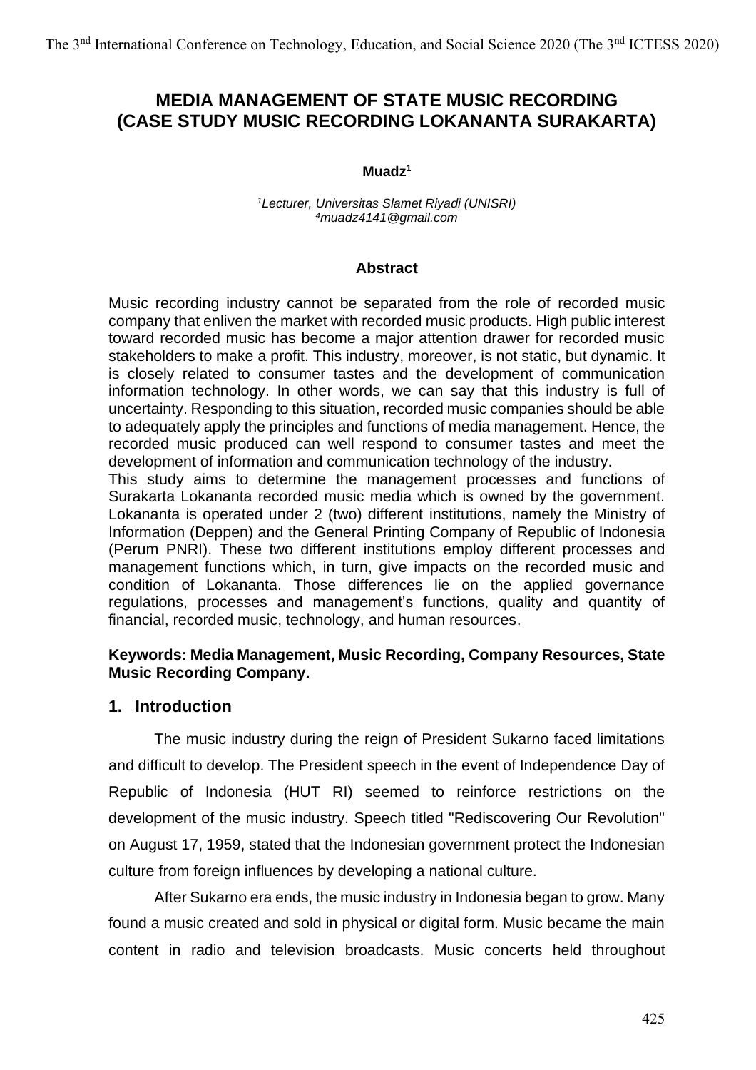# MEDIA MANAGEMENT OF STATE MUSIC RECORDING (CASE STUDY MUSIC RECORDING LOKANANTA SURAKARTA)

**Muadz**[1]

[1]*Lecturer, Universitas Slamet Riyadi (UNISRI)*
[4]*muadz4141@gmail.com*

### Abstract

Music recording industry cannot be separated from the role of recorded music company that enliven the market with recorded music products. High public interest toward recorded music has become a major attention drawer for recorded music stakeholders to make a profit. This industry, moreover, is not static, but dynamic. It is closely related to consumer tastes and the development of communication information technology. In other words, we can say that this industry is full of uncertainty. Responding to this situation, recorded music companies should be able to adequately apply the principles and functions of media management. Hence, the recorded music produced can well respond to consumer tastes and meet the development of information and communication technology of the industry.

This study aims to determine the management processes and functions of Surakarta Lokananta recorded music media which is owned by the government. Lokananta is operated under 2 (two) different institutions, namely the Ministry of Information (Deppen) and the General Printing Company of Republic of Indonesia (Perum PNRI). These two different institutions employ different processes and management functions which, in turn, give impacts on the recorded music and condition of Lokananta. Those differences lie on the applied governance regulations, processes and management's functions, quality and quantity of financial, recorded music, technology, and human resources.

**Keywords: Media Management, Music Recording, Company Resources, State Music Recording Company.**

## 1. Introduction

The music industry during the reign of President Sukarno faced limitations and difficult to develop. The President speech in the event of Independence Day of Republic of Indonesia (HUT RI) seemed to reinforce restrictions on the development of the music industry. Speech titled "Rediscovering Our Revolution" on August 17, 1959, stated that the Indonesian government protect the Indonesian culture from foreign influences by developing a national culture.

After Sukarno era ends, the music industry in Indonesia began to grow. Many found a music created and sold in physical or digital form. Music became the main content in radio and television broadcasts. Music concerts held throughout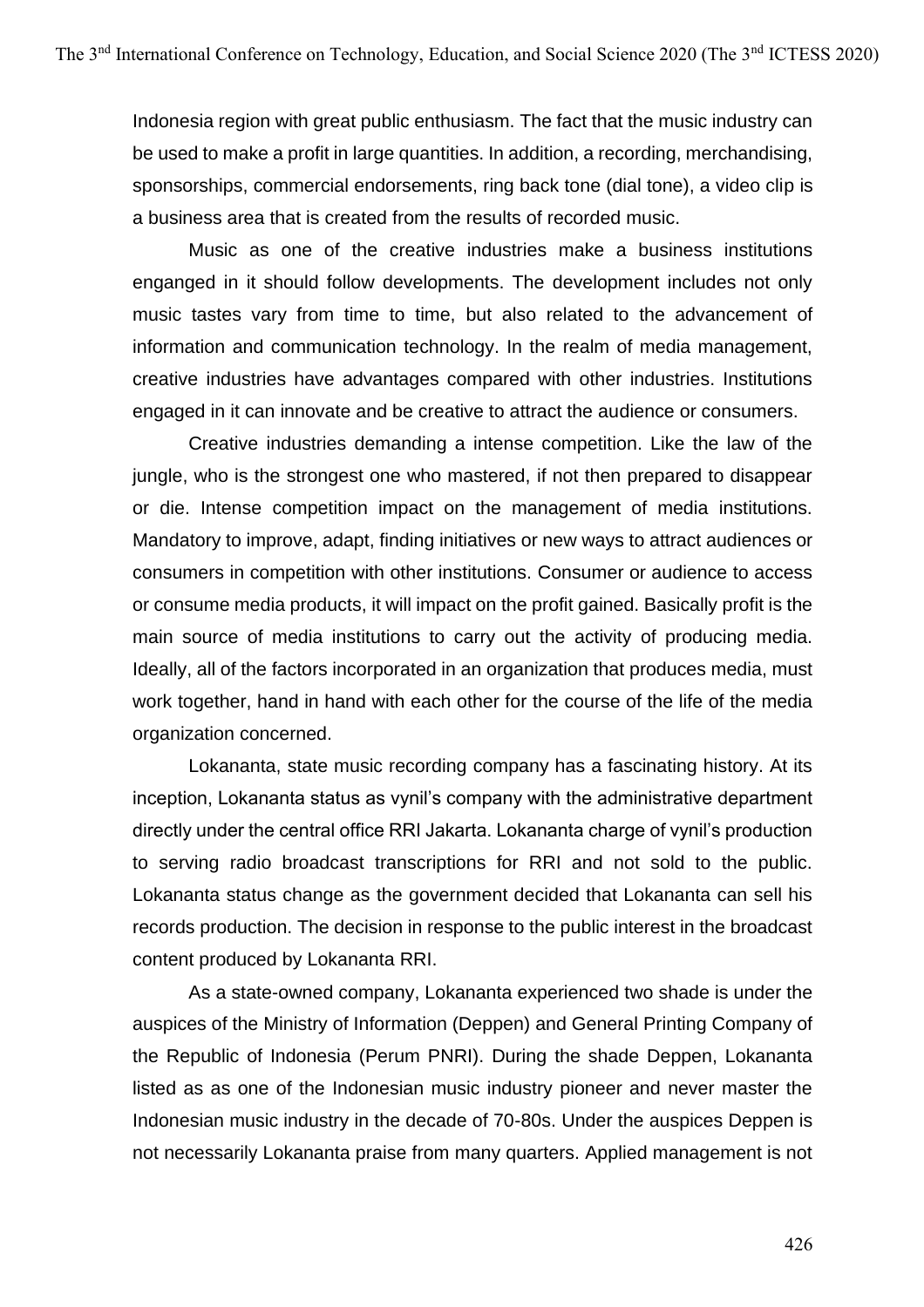Indonesia region with great public enthusiasm. The fact that the music industry can be used to make a profit in large quantities. In addition, a recording, merchandising, sponsorships, commercial endorsements, ring back tone (dial tone), a video clip is a business area that is created from the results of recorded music.

Music as one of the creative industries make a business institutions enganged in it should follow developments. The development includes not only music tastes vary from time to time, but also related to the advancement of information and communication technology. In the realm of media management, creative industries have advantages compared with other industries. Institutions engaged in it can innovate and be creative to attract the audience or consumers.

Creative industries demanding a intense competition. Like the law of the jungle, who is the strongest one who mastered, if not then prepared to disappear or die. Intense competition impact on the management of media institutions. Mandatory to improve, adapt, finding initiatives or new ways to attract audiences or consumers in competition with other institutions. Consumer or audience to access or consume media products, it will impact on the profit gained. Basically profit is the main source of media institutions to carry out the activity of producing media. Ideally, all of the factors incorporated in an organization that produces media, must work together, hand in hand with each other for the course of the life of the media organization concerned.

Lokananta, state music recording company has a fascinating history. At its inception, Lokananta status as vynil's company with the administrative department directly under the central office RRI Jakarta. Lokananta charge of vynil's production to serving radio broadcast transcriptions for RRI and not sold to the public. Lokananta status change as the government decided that Lokananta can sell his records production. The decision in response to the public interest in the broadcast content produced by Lokananta RRI.

As a state-owned company, Lokananta experienced two shade is under the auspices of the Ministry of Information (Deppen) and General Printing Company of the Republic of Indonesia (Perum PNRI). During the shade Deppen, Lokananta listed as as one of the Indonesian music industry pioneer and never master the Indonesian music industry in the decade of 70-80s. Under the auspices Deppen is not necessarily Lokananta praise from many quarters. Applied management is not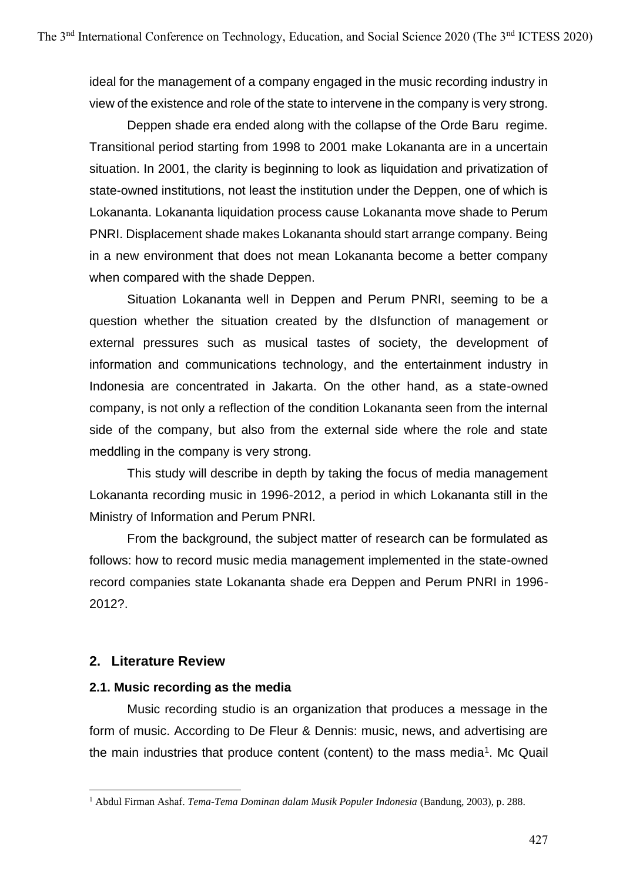ideal for the management of a company engaged in the music recording industry in view of the existence and role of the state to intervene in the company is very strong.

Deppen shade era ended along with the collapse of the Orde Baru regime. Transitional period starting from 1998 to 2001 make Lokananta are in a uncertain situation. In 2001, the clarity is beginning to look as liquidation and privatization of state-owned institutions, not least the institution under the Deppen, one of which is Lokananta. Lokananta liquidation process cause Lokananta move shade to Perum PNRI. Displacement shade makes Lokananta should start arrange company. Being in a new environment that does not mean Lokananta become a better company when compared with the shade Deppen.

Situation Lokananta well in Deppen and Perum PNRI, seeming to be a question whether the situation created by the dIsfunction of management or external pressures such as musical tastes of society, the development of information and communications technology, and the entertainment industry in Indonesia are concentrated in Jakarta. On the other hand, as a state-owned company, is not only a reflection of the condition Lokananta seen from the internal side of the company, but also from the external side where the role and state meddling in the company is very strong.

This study will describe in depth by taking the focus of media management Lokananta recording music in 1996-2012, a period in which Lokananta still in the Ministry of Information and Perum PNRI.

From the background, the subject matter of research can be formulated as follows: how to record music media management implemented in the state-owned record companies state Lokananta shade era Deppen and Perum PNRI in 1996-2012?.

## 2. Literature Review

### 2.1. Music recording as the media

Music recording studio is an organization that produces a message in the form of music. According to De Fleur & Dennis: music, news, and advertising are the main industries that produce content (content) to the mass media[1]. Mc Quail

[1] Abdul Firman Ashaf. *Tema-Tema Dominan dalam Musik Populer Indonesia* (Bandung, 2003), p. 288.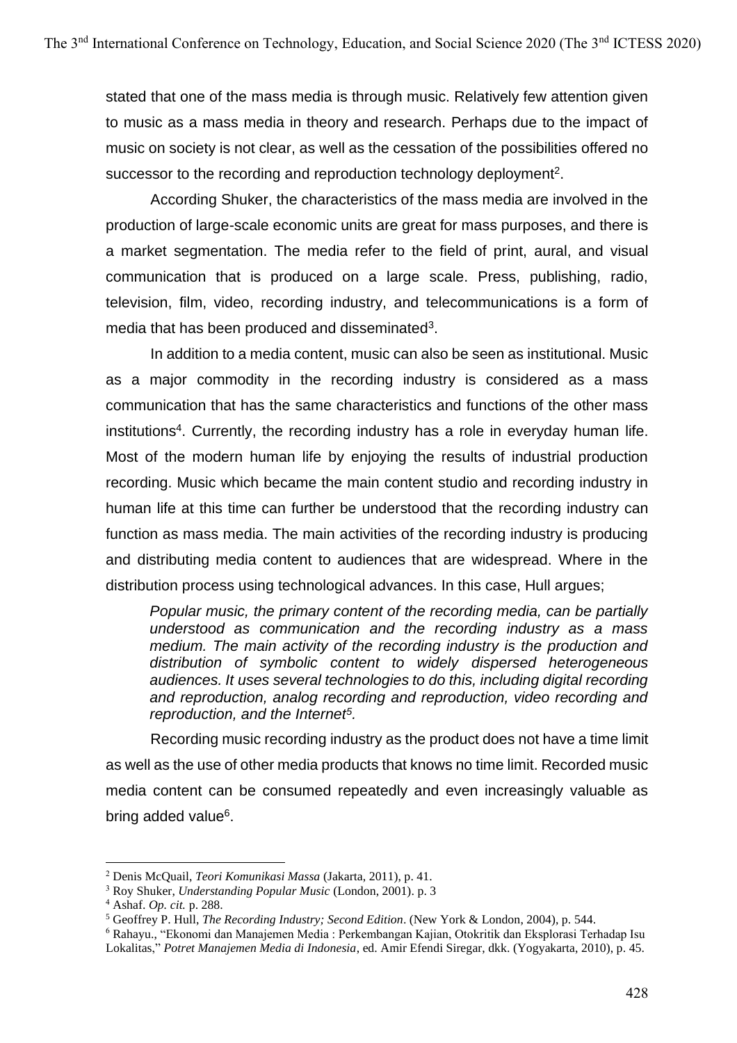stated that one of the mass media is through music. Relatively few attention given to music as a mass media in theory and research. Perhaps due to the impact of music on society is not clear, as well as the cessation of the possibilities offered no successor to the recording and reproduction technology deployment[2].

According Shuker, the characteristics of the mass media are involved in the production of large-scale economic units are great for mass purposes, and there is a market segmentation. The media refer to the field of print, aural, and visual communication that is produced on a large scale. Press, publishing, radio, television, film, video, recording industry, and telecommunications is a form of media that has been produced and disseminated[3].

In addition to a media content, music can also be seen as institutional. Music as a major commodity in the recording industry is considered as a mass communication that has the same characteristics and functions of the other mass institutions[4]. Currently, the recording industry has a role in everyday human life. Most of the modern human life by enjoying the results of industrial production recording. Music which became the main content studio and recording industry in human life at this time can further be understood that the recording industry can function as mass media. The main activities of the recording industry is producing and distributing media content to audiences that are widespread. Where in the distribution process using technological advances. In this case, Hull argues;

> *Popular music, the primary content of the recording media, can be partially understood as communication and the recording industry as a mass medium. The main activity of the recording industry is the production and distribution of symbolic content to widely dispersed heterogeneous audiences. It uses several technologies to do this, including digital recording and reproduction, analog recording and reproduction, video recording and reproduction, and the Internet[5].*

Recording music recording industry as the product does not have a time limit as well as the use of other media products that knows no time limit. Recorded music media content can be consumed repeatedly and even increasingly valuable as bring added value[6].

---

[2] Denis McQuail, *Teori Komunikasi Massa* (Jakarta, 2011), p. 41.

[3] Roy Shuker, *Understanding Popular Music* (London, 2001). p. 3

[4] Ashaf. *Op. cit.* p. 288.

[5] Geoffrey P. Hull, *The Recording Industry; Second Edition*. (New York & London, 2004), p. 544.

[6] Rahayu., "Ekonomi dan Manajemen Media : Perkembangan Kajian, Otokritik dan Eksplorasi Terhadap Isu Lokalitas," *Potret Manajemen Media di Indonesia*, ed. Amir Efendi Siregar, dkk. (Yogyakarta, 2010), p. 45.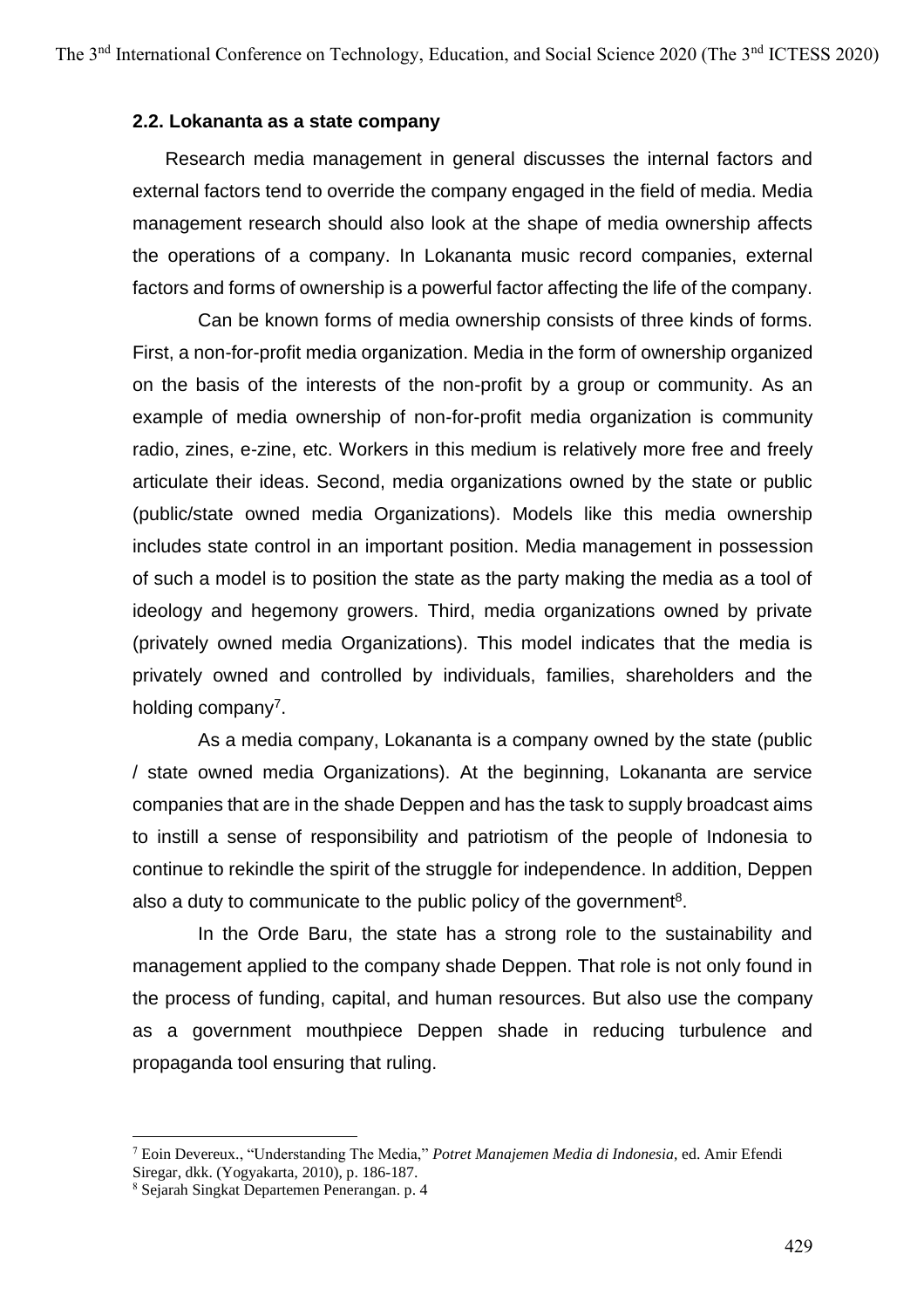### 2.2. Lokananta as a state company

Research media management in general discusses the internal factors and external factors tend to override the company engaged in the field of media. Media management research should also look at the shape of media ownership affects the operations of a company. In Lokananta music record companies, external factors and forms of ownership is a powerful factor affecting the life of the company.

Can be known forms of media ownership consists of three kinds of forms. First, a non-for-profit media organization. Media in the form of ownership organized on the basis of the interests of the non-profit by a group or community. As an example of media ownership of non-for-profit media organization is community radio, zines, e-zine, etc. Workers in this medium is relatively more free and freely articulate their ideas. Second, media organizations owned by the state or public (public/state owned media Organizations). Models like this media ownership includes state control in an important position. Media management in possession of such a model is to position the state as the party making the media as a tool of ideology and hegemony growers. Third, media organizations owned by private (privately owned media Organizations). This model indicates that the media is privately owned and controlled by individuals, families, shareholders and the holding company[7].

As a media company, Lokananta is a company owned by the state (public / state owned media Organizations). At the beginning, Lokananta are service companies that are in the shade Deppen and has the task to supply broadcast aims to instill a sense of responsibility and patriotism of the people of Indonesia to continue to rekindle the spirit of the struggle for independence. In addition, Deppen also a duty to communicate to the public policy of the government[8].

In the Orde Baru, the state has a strong role to the sustainability and management applied to the company shade Deppen. That role is not only found in the process of funding, capital, and human resources. But also use the company as a government mouthpiece Deppen shade in reducing turbulence and propaganda tool ensuring that ruling.

---

[7] Eoin Devereux., "Understanding The Media," *Potret Manajemen Media di Indonesia*, ed. Amir Efendi Siregar, dkk. (Yogyakarta, 2010), p. 186-187.

[8] Sejarah Singkat Departemen Penerangan. p. 4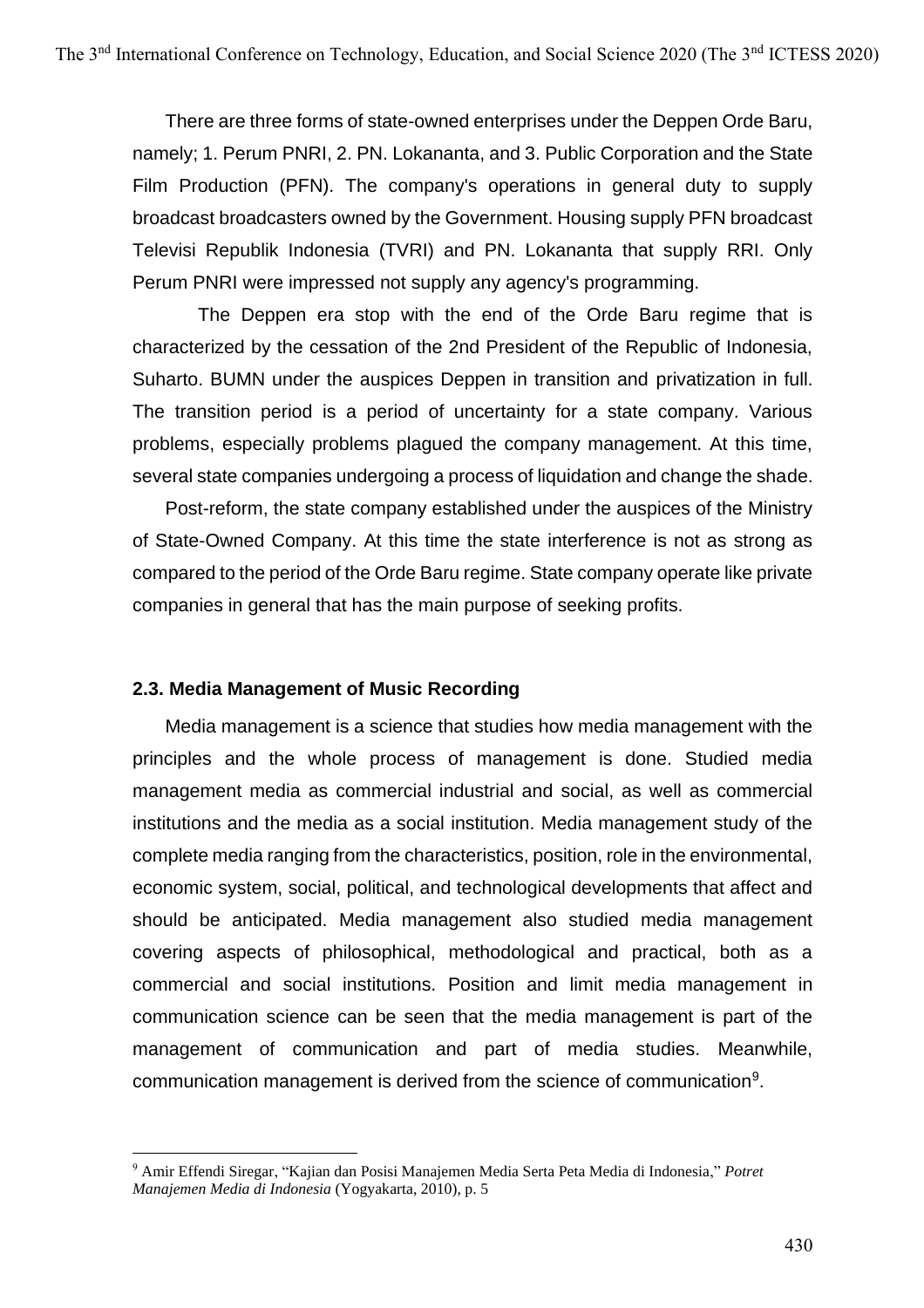There are three forms of state-owned enterprises under the Deppen Orde Baru, namely; 1. Perum PNRI, 2. PN. Lokananta, and 3. Public Corporation and the State Film Production (PFN). The company's operations in general duty to supply broadcast broadcasters owned by the Government. Housing supply PFN broadcast Televisi Republik Indonesia (TVRI) and PN. Lokananta that supply RRI. Only Perum PNRI were impressed not supply any agency's programming.

The Deppen era stop with the end of the Orde Baru regime that is characterized by the cessation of the 2nd President of the Republic of Indonesia, Suharto. BUMN under the auspices Deppen in transition and privatization in full. The transition period is a period of uncertainty for a state company. Various problems, especially problems plagued the company management. At this time, several state companies undergoing a process of liquidation and change the shade.

Post-reform, the state company established under the auspices of the Ministry of State-Owned Company. At this time the state interference is not as strong as compared to the period of the Orde Baru regime. State company operate like private companies in general that has the main purpose of seeking profits.

### 2.3. Media Management of Music Recording

Media management is a science that studies how media management with the principles and the whole process of management is done. Studied media management media as commercial industrial and social, as well as commercial institutions and the media as a social institution. Media management study of the complete media ranging from the characteristics, position, role in the environmental, economic system, social, political, and technological developments that affect and should be anticipated. Media management also studied media management covering aspects of philosophical, methodological and practical, both as a commercial and social institutions. Position and limit media management in communication science can be seen that the media management is part of the management of communication and part of media studies. Meanwhile, communication management is derived from the science of communication[9].

---

[9] Amir Effendi Siregar, "Kajian dan Posisi Manajemen Media Serta Peta Media di Indonesia," *Potret Manajemen Media di Indonesia* (Yogyakarta, 2010), p. 5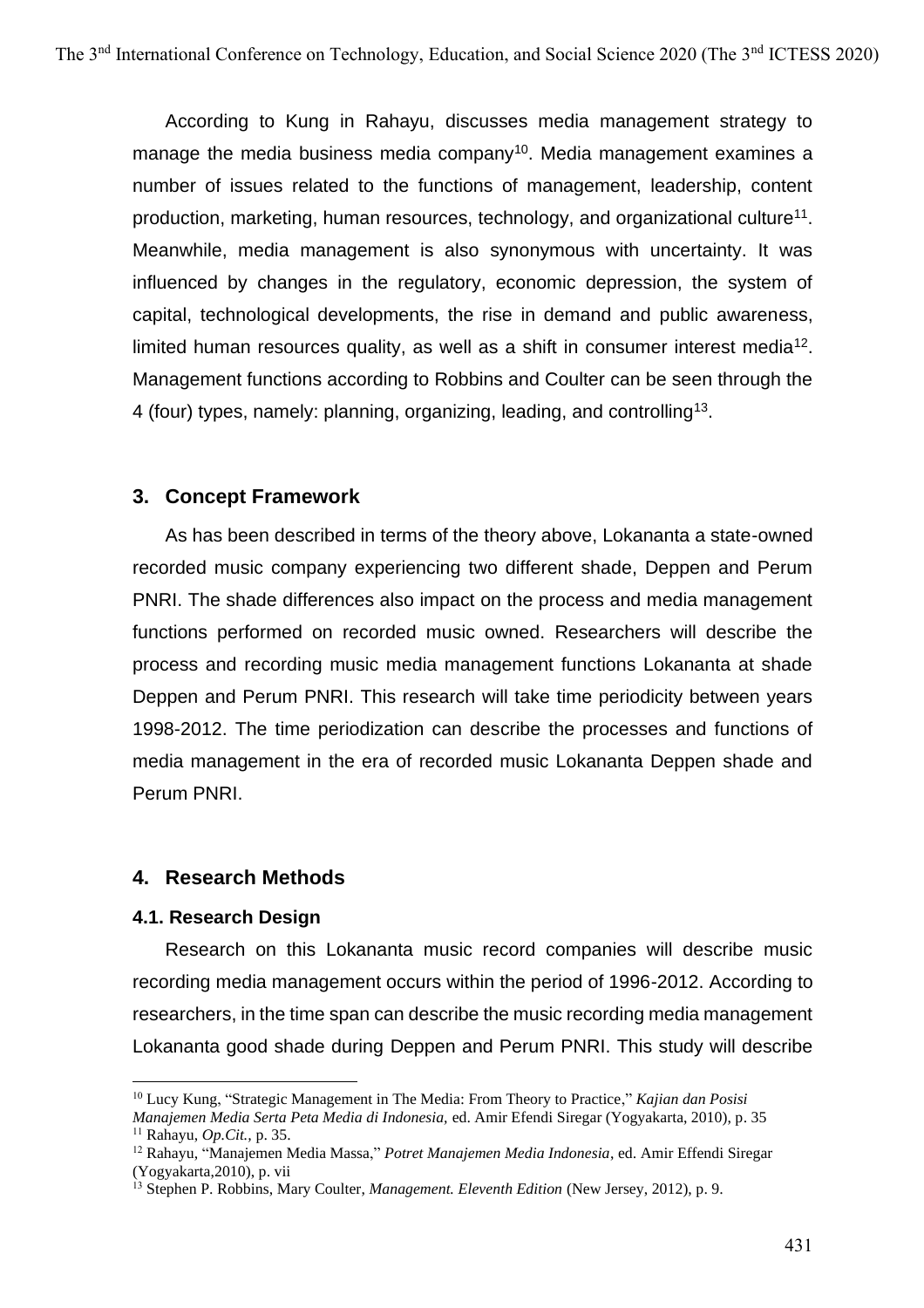According to Kung in Rahayu, discusses media management strategy to manage the media business media company[10]. Media management examines a number of issues related to the functions of management, leadership, content production, marketing, human resources, technology, and organizational culture[11]. Meanwhile, media management is also synonymous with uncertainty. It was influenced by changes in the regulatory, economic depression, the system of capital, technological developments, the rise in demand and public awareness, limited human resources quality, as well as a shift in consumer interest media[12]. Management functions according to Robbins and Coulter can be seen through the 4 (four) types, namely: planning, organizing, leading, and controlling[13].

## 3. Concept Framework

As has been described in terms of the theory above, Lokananta a state-owned recorded music company experiencing two different shade, Deppen and Perum PNRI. The shade differences also impact on the process and media management functions performed on recorded music owned. Researchers will describe the process and recording music media management functions Lokananta at shade Deppen and Perum PNRI. This research will take time periodicity between years 1998-2012. The time periodization can describe the processes and functions of media management in the era of recorded music Lokananta Deppen shade and Perum PNRI.

## 4. Research Methods

### 4.1. Research Design

Research on this Lokananta music record companies will describe music recording media management occurs within the period of 1996-2012. According to researchers, in the time span can describe the music recording media management Lokananta good shade during Deppen and Perum PNRI. This study will describe

---

[10] Lucy Kung, "Strategic Management in The Media: From Theory to Practice," *Kajian dan Posisi Manajemen Media Serta Peta Media di Indonesia*, ed. Amir Efendi Siregar (Yogyakarta, 2010), p. 35

[11] Rahayu, *Op.Cit.,* p. 35.

[12] Rahayu, "Manajemen Media Massa," *Potret Manajemen Media Indonesia*, ed. Amir Effendi Siregar (Yogyakarta,2010), p. vii

[13] Stephen P. Robbins, Mary Coulter, *Management. Eleventh Edition* (New Jersey, 2012), p. 9.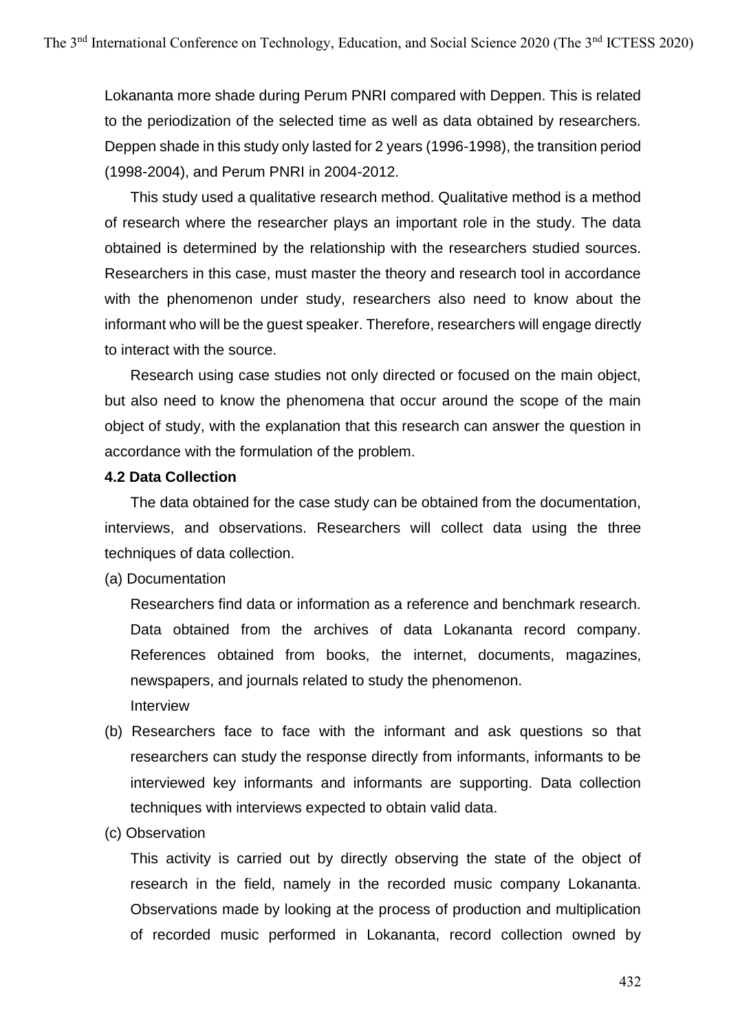Lokananta more shade during Perum PNRI compared with Deppen. This is related to the periodization of the selected time as well as data obtained by researchers. Deppen shade in this study only lasted for 2 years (1996-1998), the transition period (1998-2004), and Perum PNRI in 2004-2012.

This study used a qualitative research method. Qualitative method is a method of research where the researcher plays an important role in the study. The data obtained is determined by the relationship with the researchers studied sources. Researchers in this case, must master the theory and research tool in accordance with the phenomenon under study, researchers also need to know about the informant who will be the guest speaker. Therefore, researchers will engage directly to interact with the source.

Research using case studies not only directed or focused on the main object, but also need to know the phenomena that occur around the scope of the main object of study, with the explanation that this research can answer the question in accordance with the formulation of the problem.

### 4.2 Data Collection

The data obtained for the case study can be obtained from the documentation, interviews, and observations. Researchers will collect data using the three techniques of data collection.

(a) Documentation

Researchers find data or information as a reference and benchmark research. Data obtained from the archives of data Lokananta record company. References obtained from books, the internet, documents, magazines, newspapers, and journals related to study the phenomenon.

Interview

(b) Researchers face to face with the informant and ask questions so that researchers can study the response directly from informants, informants to be interviewed key informants and informants are supporting. Data collection techniques with interviews expected to obtain valid data.

(c) Observation

This activity is carried out by directly observing the state of the object of research in the field, namely in the recorded music company Lokananta. Observations made by looking at the process of production and multiplication of recorded music performed in Lokananta, record collection owned by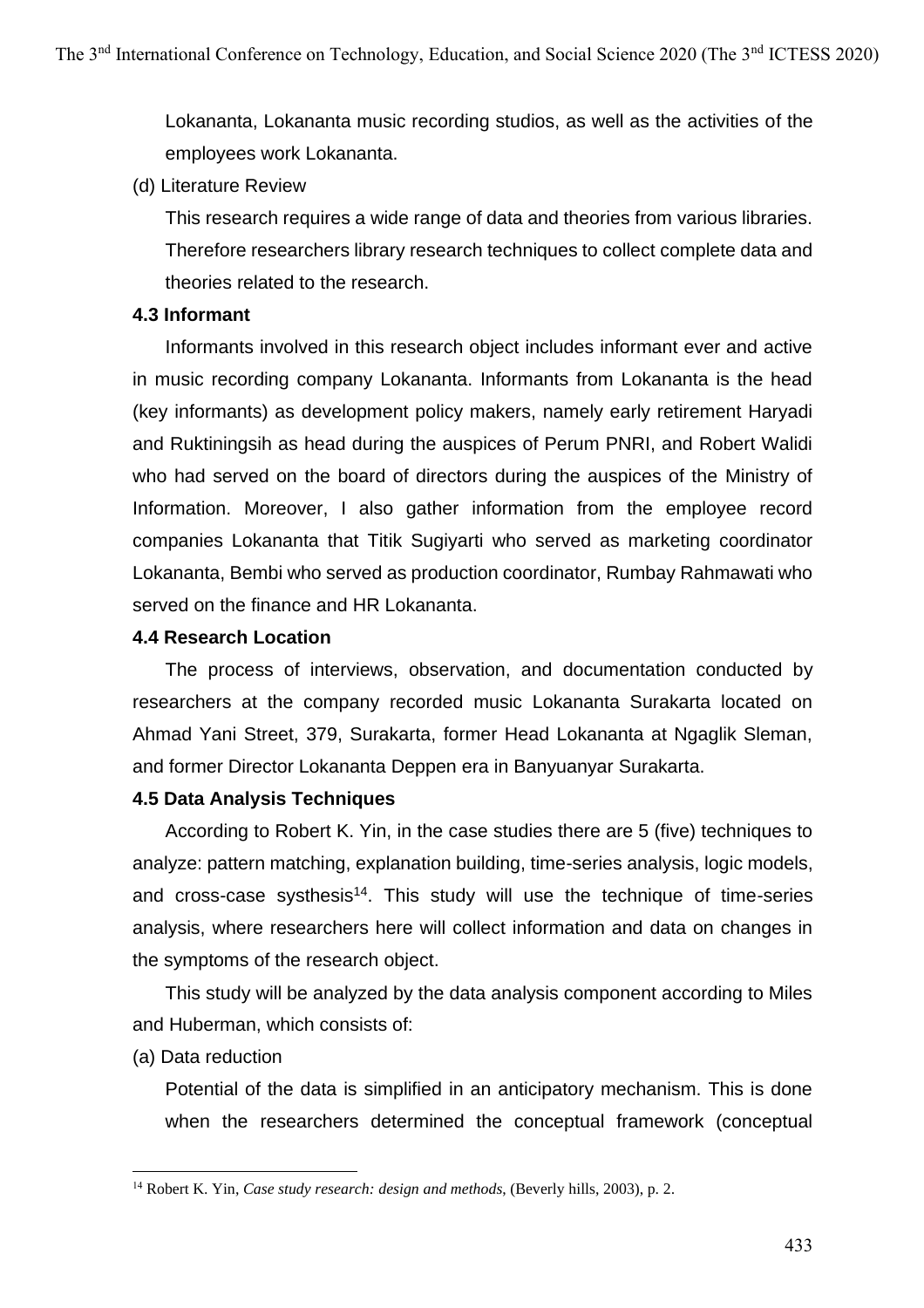Lokananta, Lokananta music recording studios, as well as the activities of the employees work Lokananta.

(d) Literature Review

This research requires a wide range of data and theories from various libraries. Therefore researchers library research techniques to collect complete data and theories related to the research.

### 4.3 Informant

Informants involved in this research object includes informant ever and active in music recording company Lokananta. Informants from Lokananta is the head (key informants) as development policy makers, namely early retirement Haryadi and Ruktiningsih as head during the auspices of Perum PNRI, and Robert Walidi who had served on the board of directors during the auspices of the Ministry of Information. Moreover, I also gather information from the employee record companies Lokananta that Titik Sugiyarti who served as marketing coordinator Lokananta, Bembi who served as production coordinator, Rumbay Rahmawati who served on the finance and HR Lokananta.

### 4.4 Research Location

The process of interviews, observation, and documentation conducted by researchers at the company recorded music Lokananta Surakarta located on Ahmad Yani Street, 379, Surakarta, former Head Lokananta at Ngaglik Sleman, and former Director Lokananta Deppen era in Banyuanyar Surakarta.

### 4.5 Data Analysis Techniques

According to Robert K. Yin, in the case studies there are 5 (five) techniques to analyze: pattern matching, explanation building, time-series analysis, logic models, and cross-case systhesis[14]. This study will use the technique of time-series analysis, where researchers here will collect information and data on changes in the symptoms of the research object.

This study will be analyzed by the data analysis component according to Miles and Huberman, which consists of:

(a) Data reduction

Potential of the data is simplified in an anticipatory mechanism. This is done when the researchers determined the conceptual framework (conceptual

---

[14] Robert K. Yin, *Case study research: design and methods*, (Beverly hills, 2003), p. 2.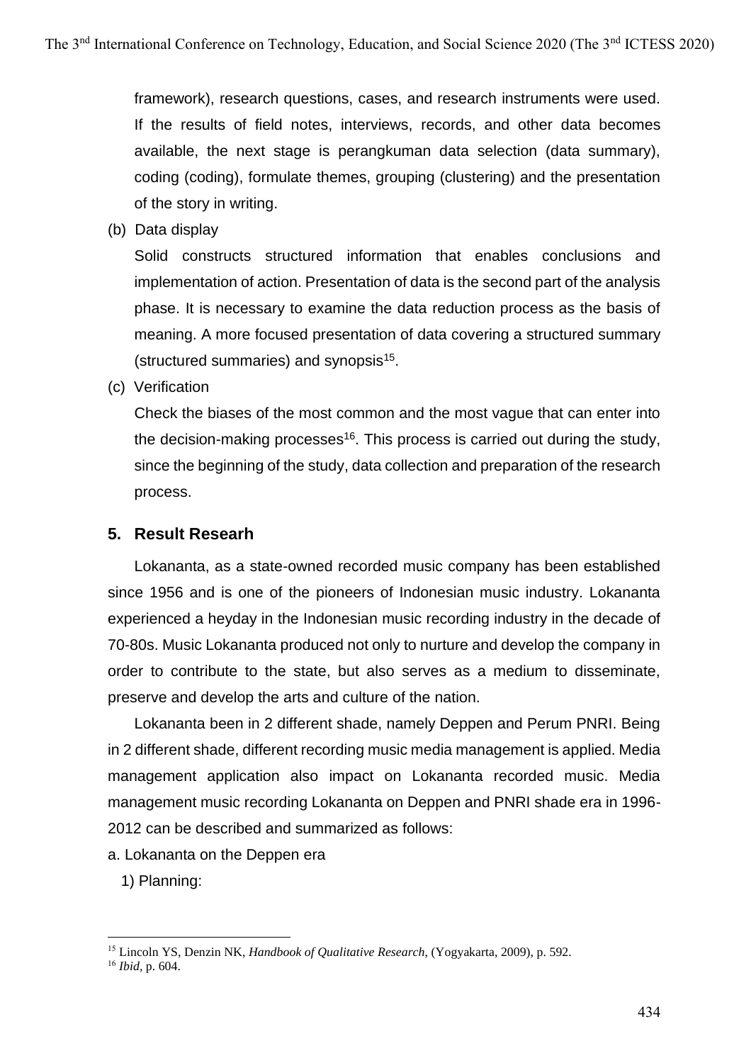framework), research questions, cases, and research instruments were used. If the results of field notes, interviews, records, and other data becomes available, the next stage is perangkuman data selection (data summary), coding (coding), formulate themes, grouping (clustering) and the presentation of the story in writing.

(b) Data display

Solid constructs structured information that enables conclusions and implementation of action. Presentation of data is the second part of the analysis phase. It is necessary to examine the data reduction process as the basis of meaning. A more focused presentation of data covering a structured summary (structured summaries) and synopsis[15].

(c) Verification

Check the biases of the most common and the most vague that can enter into the decision-making processes[16]. This process is carried out during the study, since the beginning of the study, data collection and preparation of the research process.

## 5. Result Researh

Lokananta, as a state-owned recorded music company has been established since 1956 and is one of the pioneers of Indonesian music industry. Lokananta experienced a heyday in the Indonesian music recording industry in the decade of 70-80s. Music Lokananta produced not only to nurture and develop the company in order to contribute to the state, but also serves as a medium to disseminate, preserve and develop the arts and culture of the nation.

Lokananta been in 2 different shade, namely Deppen and Perum PNRI. Being in 2 different shade, different recording music media management is applied. Media management application also impact on Lokananta recorded music. Media management music recording Lokananta on Deppen and PNRI shade era in 1996-2012 can be described and summarized as follows:

a. Lokananta on the Deppen era

1) Planning:

---

[15] Lincoln YS, Denzin NK, *Handbook of Qualitative Research*, (Yogyakarta, 2009), p. 592.

[16] *Ibid*, p. 604.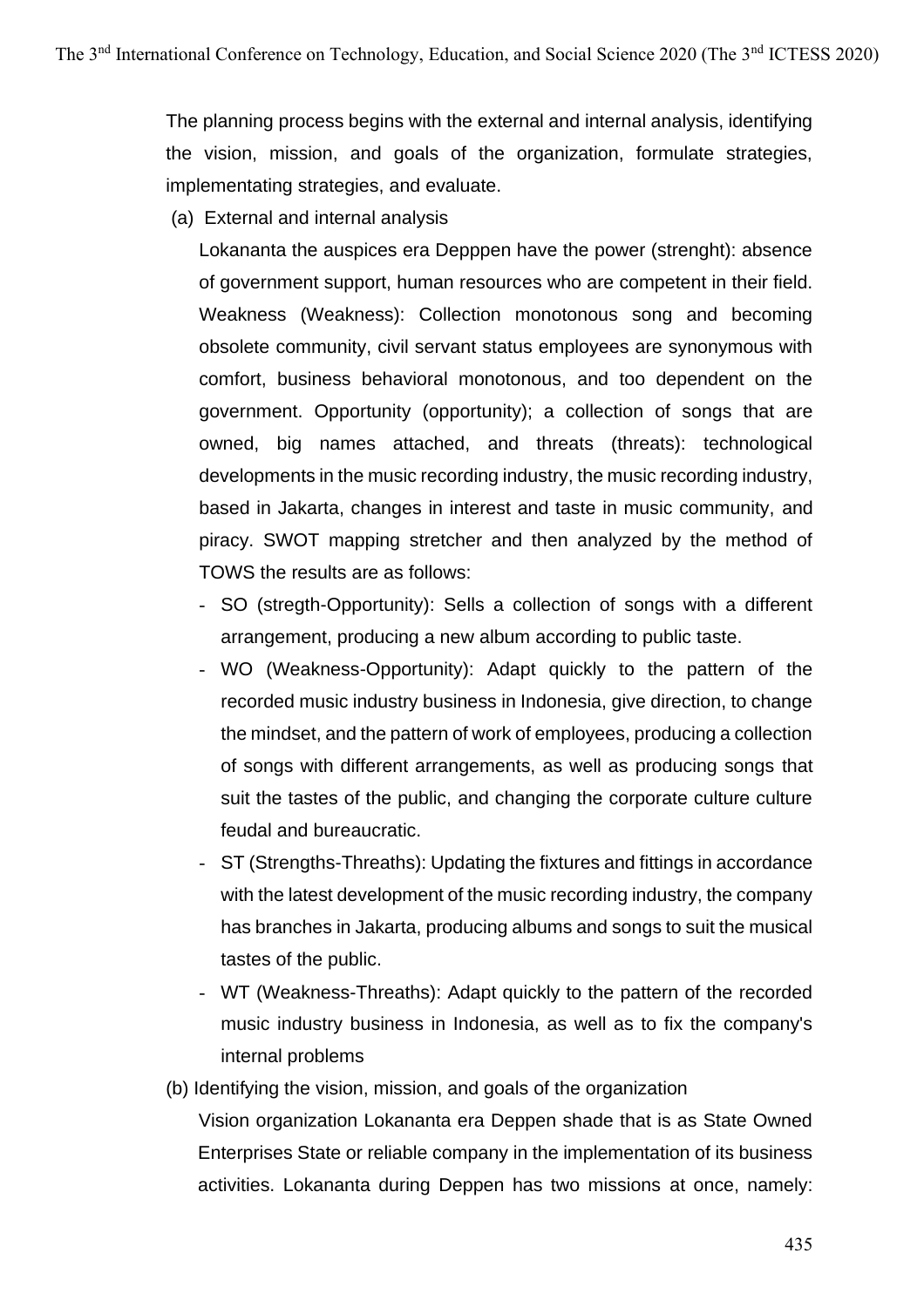The planning process begins with the external and internal analysis, identifying the vision, mission, and goals of the organization, formulate strategies, implementating strategies, and evaluate.

(a) External and internal analysis

Lokananta the auspices era Depppen have the power (strenght): absence of government support, human resources who are competent in their field. Weakness (Weakness): Collection monotonous song and becoming obsolete community, civil servant status employees are synonymous with comfort, business behavioral monotonous, and too dependent on the government. Opportunity (opportunity); a collection of songs that are owned, big names attached, and threats (threats): technological developments in the music recording industry, the music recording industry, based in Jakarta, changes in interest and taste in music community, and piracy. SWOT mapping stretcher and then analyzed by the method of TOWS the results are as follows:

- SO (stregth-Opportunity): Sells a collection of songs with a different arrangement, producing a new album according to public taste.
- WO (Weakness-Opportunity): Adapt quickly to the pattern of the recorded music industry business in Indonesia, give direction, to change the mindset, and the pattern of work of employees, producing a collection of songs with different arrangements, as well as producing songs that suit the tastes of the public, and changing the corporate culture culture feudal and bureaucratic.
- ST (Strengths-Threaths): Updating the fixtures and fittings in accordance with the latest development of the music recording industry, the company has branches in Jakarta, producing albums and songs to suit the musical tastes of the public.
- WT (Weakness-Threaths): Adapt quickly to the pattern of the recorded music industry business in Indonesia, as well as to fix the company's internal problems

(b) Identifying the vision, mission, and goals of the organization

Vision organization Lokananta era Deppen shade that is as State Owned Enterprises State or reliable company in the implementation of its business activities. Lokananta during Deppen has two missions at once, namely: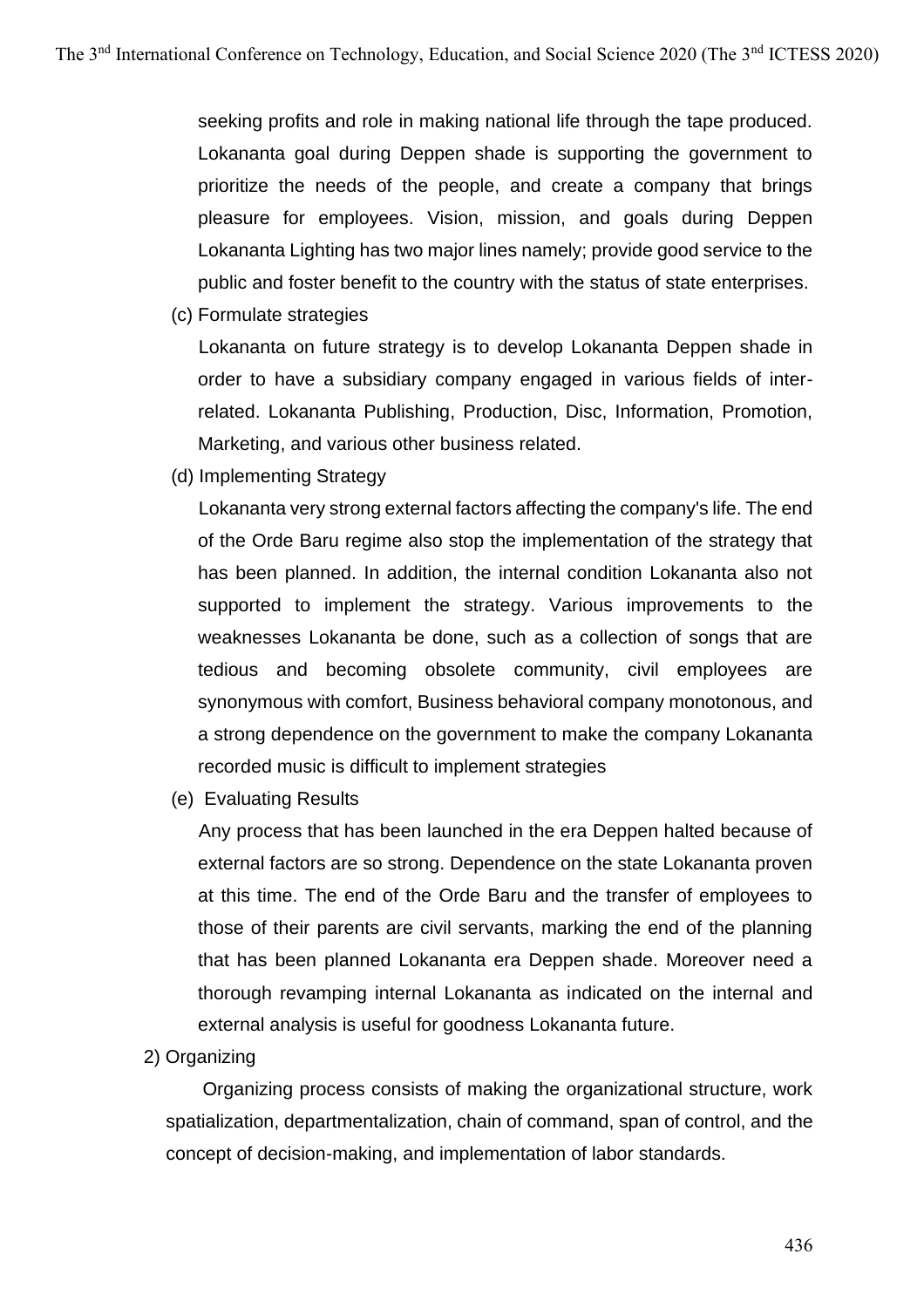seeking profits and role in making national life through the tape produced. Lokananta goal during Deppen shade is supporting the government to prioritize the needs of the people, and create a company that brings pleasure for employees. Vision, mission, and goals during Deppen Lokananta Lighting has two major lines namely; provide good service to the public and foster benefit to the country with the status of state enterprises.

(c) Formulate strategies

Lokananta on future strategy is to develop Lokananta Deppen shade in order to have a subsidiary company engaged in various fields of inter-related. Lokananta Publishing, Production, Disc, Information, Promotion, Marketing, and various other business related.

(d) Implementing Strategy

Lokananta very strong external factors affecting the company's life. The end of the Orde Baru regime also stop the implementation of the strategy that has been planned. In addition, the internal condition Lokananta also not supported to implement the strategy. Various improvements to the weaknesses Lokananta be done, such as a collection of songs that are tedious and becoming obsolete community, civil employees are synonymous with comfort, Business behavioral company monotonous, and a strong dependence on the government to make the company Lokananta recorded music is difficult to implement strategies

(e) Evaluating Results

Any process that has been launched in the era Deppen halted because of external factors are so strong. Dependence on the state Lokananta proven at this time. The end of the Orde Baru and the transfer of employees to those of their parents are civil servants, marking the end of the planning that has been planned Lokananta era Deppen shade. Moreover need a thorough revamping internal Lokananta as indicated on the internal and external analysis is useful for goodness Lokananta future.

2) Organizing

Organizing process consists of making the organizational structure, work spatialization, departmentalization, chain of command, span of control, and the concept of decision-making, and implementation of labor standards.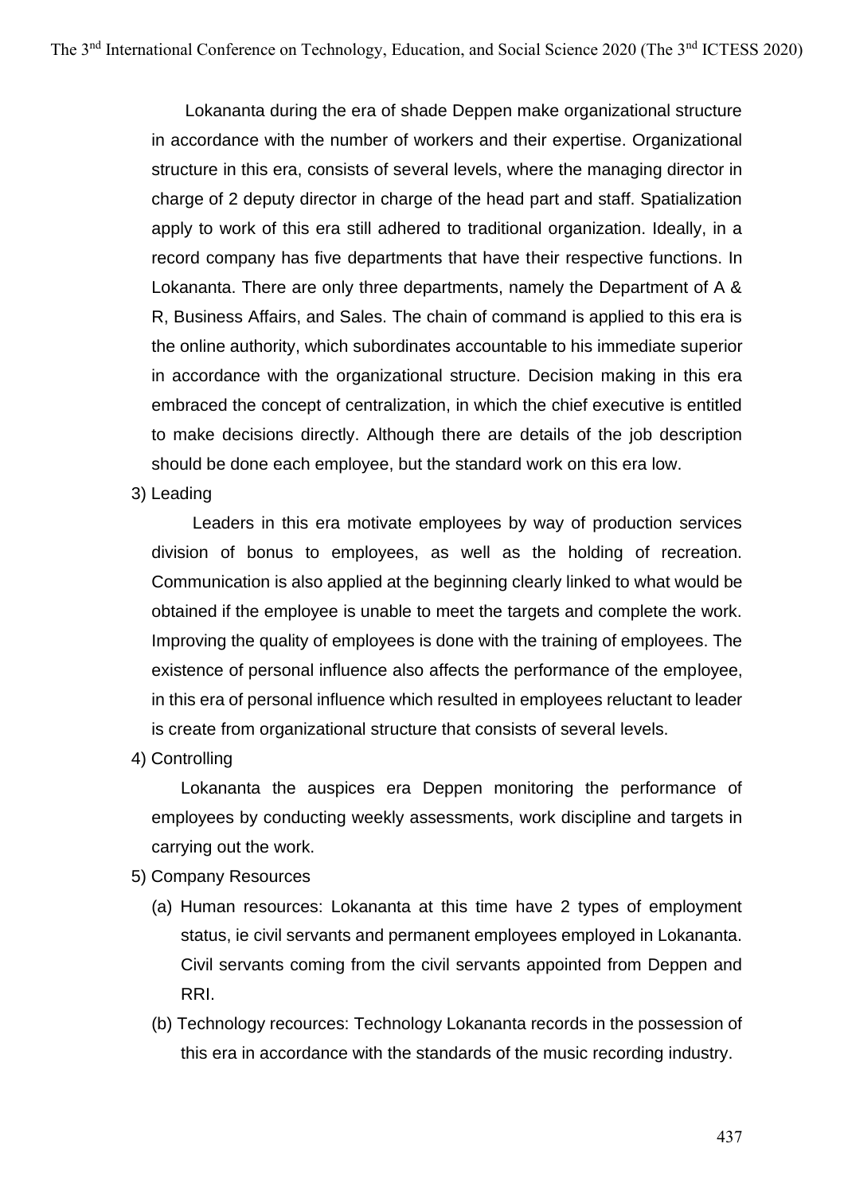Lokananta during the era of shade Deppen make organizational structure in accordance with the number of workers and their expertise. Organizational structure in this era, consists of several levels, where the managing director in charge of 2 deputy director in charge of the head part and staff. Spatialization apply to work of this era still adhered to traditional organization. Ideally, in a record company has five departments that have their respective functions. In Lokananta. There are only three departments, namely the Department of A & R, Business Affairs, and Sales. The chain of command is applied to this era is the online authority, which subordinates accountable to his immediate superior in accordance with the organizational structure. Decision making in this era embraced the concept of centralization, in which the chief executive is entitled to make decisions directly. Although there are details of the job description should be done each employee, but the standard work on this era low.

3) Leading

Leaders in this era motivate employees by way of production services division of bonus to employees, as well as the holding of recreation. Communication is also applied at the beginning clearly linked to what would be obtained if the employee is unable to meet the targets and complete the work. Improving the quality of employees is done with the training of employees. The existence of personal influence also affects the performance of the employee, in this era of personal influence which resulted in employees reluctant to leader is create from organizational structure that consists of several levels.

4) Controlling

Lokananta the auspices era Deppen monitoring the performance of employees by conducting weekly assessments, work discipline and targets in carrying out the work.

5) Company Resources

(a) Human resources: Lokananta at this time have 2 types of employment status, ie civil servants and permanent employees employed in Lokananta. Civil servants coming from the civil servants appointed from Deppen and RRI.

(b) Technology recources: Technology Lokananta records in the possession of this era in accordance with the standards of the music recording industry.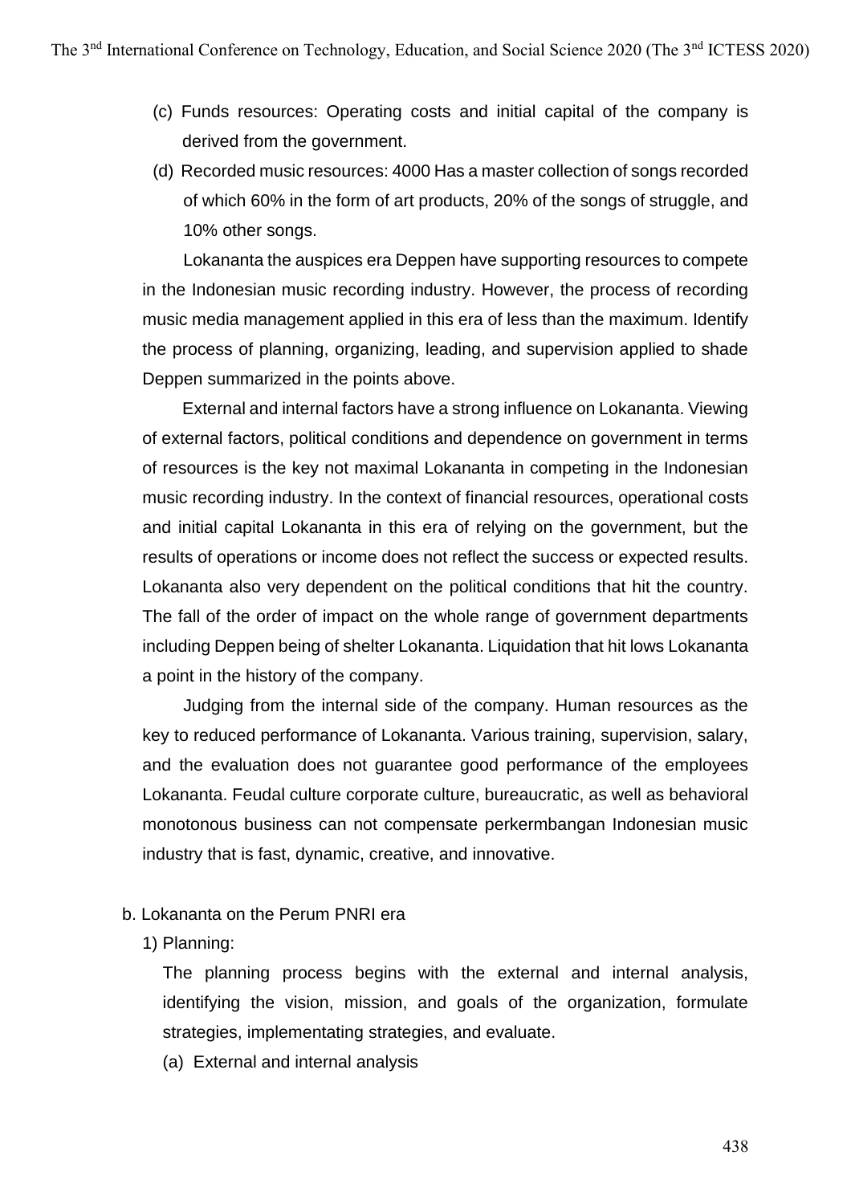(c) Funds resources: Operating costs and initial capital of the company is derived from the government.

(d) Recorded music resources: 4000 Has a master collection of songs recorded of which 60% in the form of art products, 20% of the songs of struggle, and 10% other songs.

Lokananta the auspices era Deppen have supporting resources to compete in the Indonesian music recording industry. However, the process of recording music media management applied in this era of less than the maximum. Identify the process of planning, organizing, leading, and supervision applied to shade Deppen summarized in the points above.

External and internal factors have a strong influence on Lokananta. Viewing of external factors, political conditions and dependence on government in terms of resources is the key not maximal Lokananta in competing in the Indonesian music recording industry. In the context of financial resources, operational costs and initial capital Lokananta in this era of relying on the government, but the results of operations or income does not reflect the success or expected results. Lokananta also very dependent on the political conditions that hit the country. The fall of the order of impact on the whole range of government departments including Deppen being of shelter Lokananta. Liquidation that hit lows Lokananta a point in the history of the company.

Judging from the internal side of the company. Human resources as the key to reduced performance of Lokananta. Various training, supervision, salary, and the evaluation does not guarantee good performance of the employees Lokananta. Feudal culture corporate culture, bureaucratic, as well as behavioral monotonous business can not compensate perkermbangan Indonesian music industry that is fast, dynamic, creative, and innovative.

b. Lokananta on the Perum PNRI era

1) Planning:

The planning process begins with the external and internal analysis, identifying the vision, mission, and goals of the organization, formulate strategies, implementating strategies, and evaluate.

(a) External and internal analysis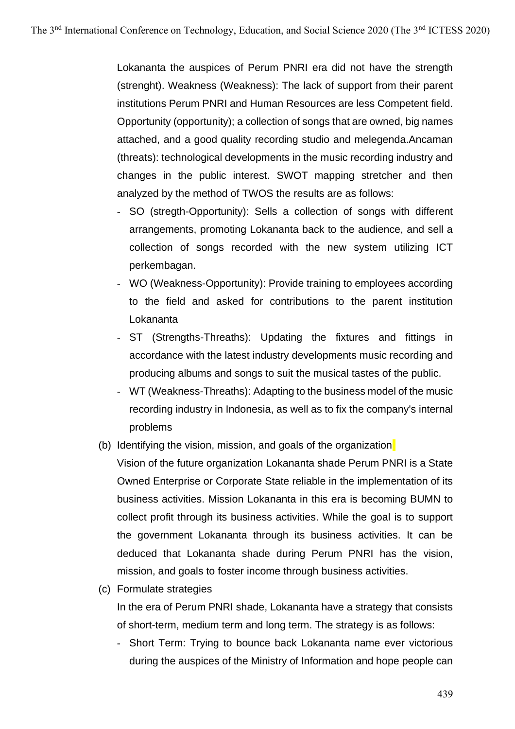Lokananta the auspices of Perum PNRI era did not have the strength (strenght). Weakness (Weakness): The lack of support from their parent institutions Perum PNRI and Human Resources are less Competent field. Opportunity (opportunity); a collection of songs that are owned, big names attached, and a good quality recording studio and melegenda.Ancaman (threats): technological developments in the music recording industry and changes in the public interest. SWOT mapping stretcher and then analyzed by the method of TWOS the results are as follows:

- SO (stregth-Opportunity): Sells a collection of songs with different arrangements, promoting Lokananta back to the audience, and sell a collection of songs recorded with the new system utilizing ICT perkembagan.
- WO (Weakness-Opportunity): Provide training to employees according to the field and asked for contributions to the parent institution Lokananta
- ST (Strengths-Threaths): Updating the fixtures and fittings in accordance with the latest industry developments music recording and producing albums and songs to suit the musical tastes of the public.
- WT (Weakness-Threaths): Adapting to the business model of the music recording industry in Indonesia, as well as to fix the company's internal problems

(b) Identifying the vision, mission, and goals of the organization

Vision of the future organization Lokananta shade Perum PNRI is a State Owned Enterprise or Corporate State reliable in the implementation of its business activities. Mission Lokananta in this era is becoming BUMN to collect profit through its business activities. While the goal is to support the government Lokananta through its business activities. It can be deduced that Lokananta shade during Perum PNRI has the vision, mission, and goals to foster income through business activities.

(c) Formulate strategies

In the era of Perum PNRI shade, Lokananta have a strategy that consists of short-term, medium term and long term. The strategy is as follows:

- Short Term: Trying to bounce back Lokananta name ever victorious during the auspices of the Ministry of Information and hope people can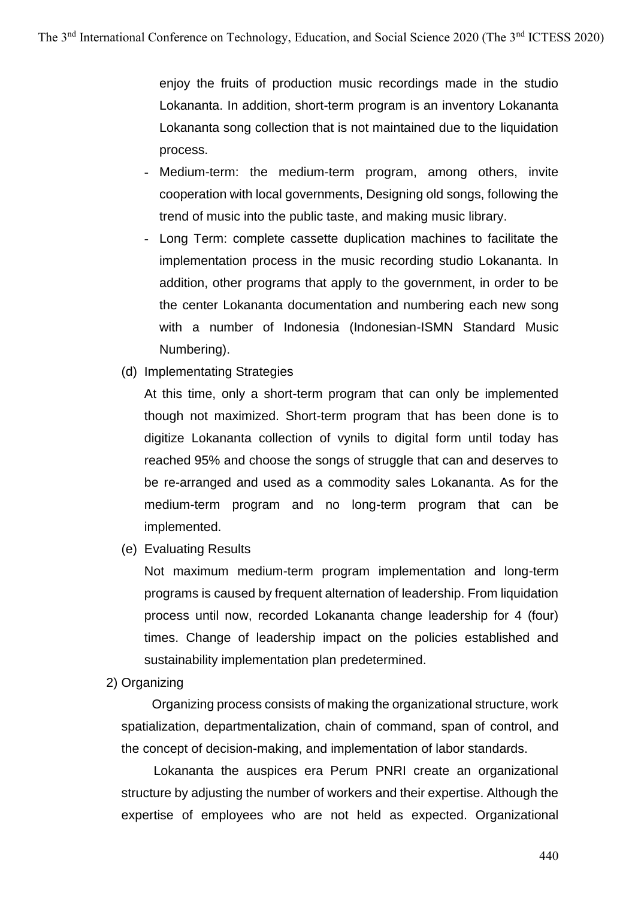enjoy the fruits of production music recordings made in the studio Lokananta. In addition, short-term program is an inventory Lokananta Lokananta song collection that is not maintained due to the liquidation process.

- Medium-term: the medium-term program, among others, invite cooperation with local governments, Designing old songs, following the trend of music into the public taste, and making music library.
- Long Term: complete cassette duplication machines to facilitate the implementation process in the music recording studio Lokananta. In addition, other programs that apply to the government, in order to be the center Lokananta documentation and numbering each new song with a number of Indonesia (Indonesian-ISMN Standard Music Numbering).

(d) Implementating Strategies

At this time, only a short-term program that can only be implemented though not maximized. Short-term program that has been done is to digitize Lokananta collection of vynils to digital form until today has reached 95% and choose the songs of struggle that can and deserves to be re-arranged and used as a commodity sales Lokananta. As for the medium-term program and no long-term program that can be implemented.

(e) Evaluating Results

Not maximum medium-term program implementation and long-term programs is caused by frequent alternation of leadership. From liquidation process until now, recorded Lokananta change leadership for 4 (four) times. Change of leadership impact on the policies established and sustainability implementation plan predetermined.

2) Organizing

Organizing process consists of making the organizational structure, work spatialization, departmentalization, chain of command, span of control, and the concept of decision-making, and implementation of labor standards.

Lokananta the auspices era Perum PNRI create an organizational structure by adjusting the number of workers and their expertise. Although the expertise of employees who are not held as expected. Organizational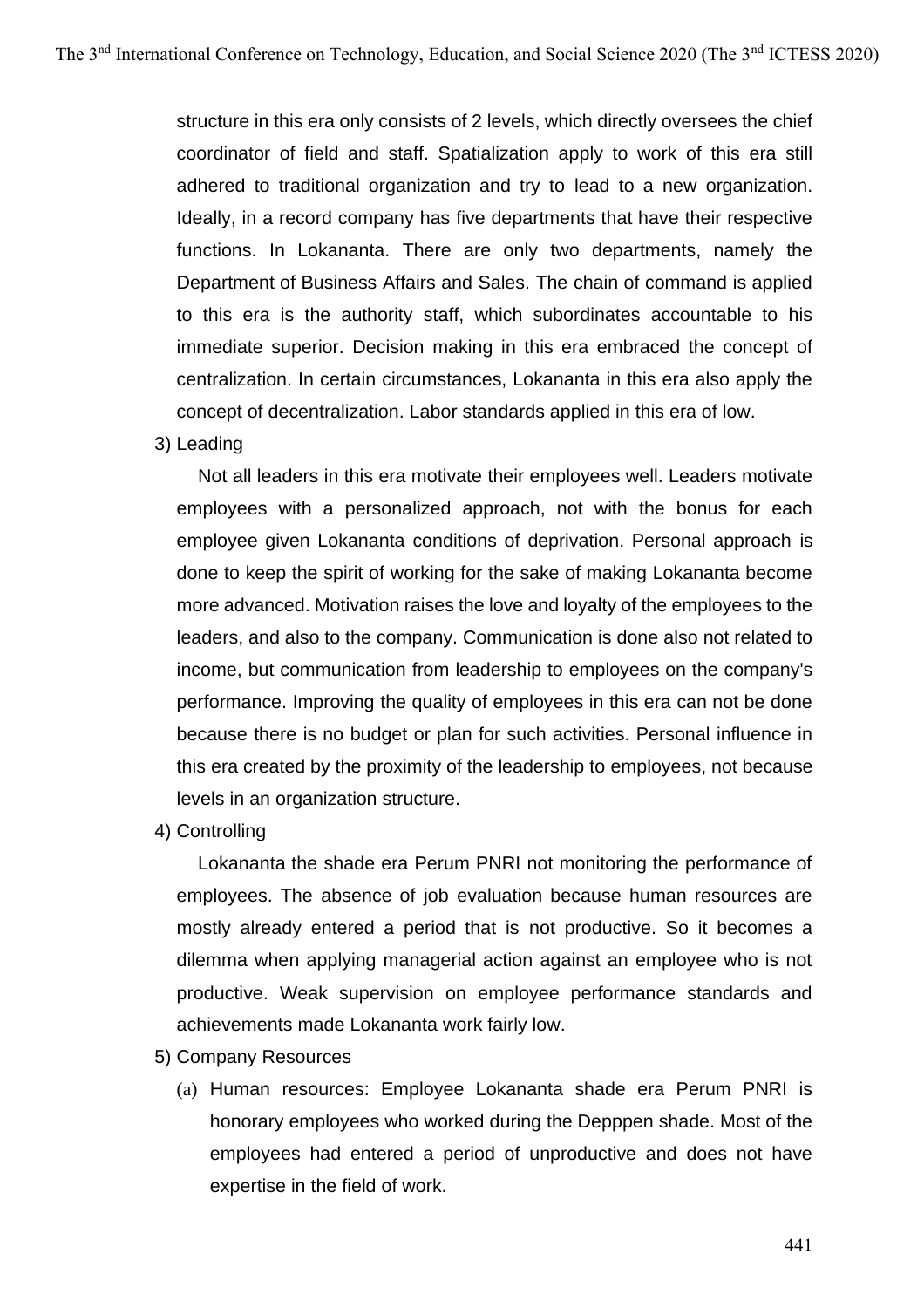structure in this era only consists of 2 levels, which directly oversees the chief coordinator of field and staff. Spatialization apply to work of this era still adhered to traditional organization and try to lead to a new organization. Ideally, in a record company has five departments that have their respective functions. In Lokananta. There are only two departments, namely the Department of Business Affairs and Sales. The chain of command is applied to this era is the authority staff, which subordinates accountable to his immediate superior. Decision making in this era embraced the concept of centralization. In certain circumstances, Lokananta in this era also apply the concept of decentralization. Labor standards applied in this era of low.

3) Leading

Not all leaders in this era motivate their employees well. Leaders motivate employees with a personalized approach, not with the bonus for each employee given Lokananta conditions of deprivation. Personal approach is done to keep the spirit of working for the sake of making Lokananta become more advanced. Motivation raises the love and loyalty of the employees to the leaders, and also to the company. Communication is done also not related to income, but communication from leadership to employees on the company's performance. Improving the quality of employees in this era can not be done because there is no budget or plan for such activities. Personal influence in this era created by the proximity of the leadership to employees, not because levels in an organization structure.

4) Controlling

Lokananta the shade era Perum PNRI not monitoring the performance of employees. The absence of job evaluation because human resources are mostly already entered a period that is not productive. So it becomes a dilemma when applying managerial action against an employee who is not productive. Weak supervision on employee performance standards and achievements made Lokananta work fairly low.

5) Company Resources

(a) Human resources: Employee Lokananta shade era Perum PNRI is honorary employees who worked during the Depppen shade. Most of the employees had entered a period of unproductive and does not have expertise in the field of work.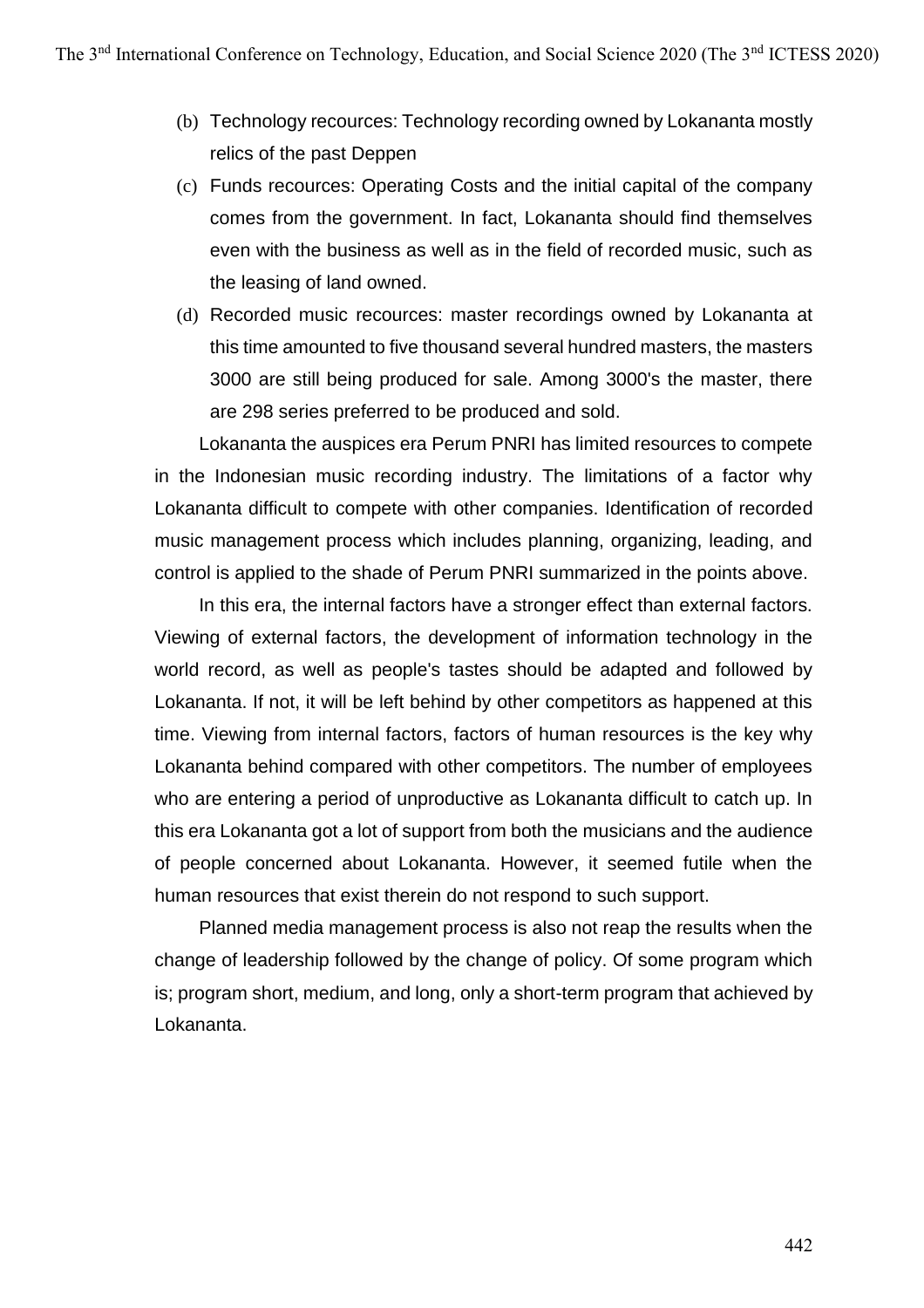(b) Technology recources: Technology recording owned by Lokananta mostly relics of the past Deppen

(c) Funds recources: Operating Costs and the initial capital of the company comes from the government. In fact, Lokananta should find themselves even with the business as well as in the field of recorded music, such as the leasing of land owned.

(d) Recorded music recources: master recordings owned by Lokananta at this time amounted to five thousand several hundred masters, the masters 3000 are still being produced for sale. Among 3000's the master, there are 298 series preferred to be produced and sold.

Lokananta the auspices era Perum PNRI has limited resources to compete in the Indonesian music recording industry. The limitations of a factor why Lokananta difficult to compete with other companies. Identification of recorded music management process which includes planning, organizing, leading, and control is applied to the shade of Perum PNRI summarized in the points above.

In this era, the internal factors have a stronger effect than external factors. Viewing of external factors, the development of information technology in the world record, as well as people's tastes should be adapted and followed by Lokananta. If not, it will be left behind by other competitors as happened at this time. Viewing from internal factors, factors of human resources is the key why Lokananta behind compared with other competitors. The number of employees who are entering a period of unproductive as Lokananta difficult to catch up. In this era Lokananta got a lot of support from both the musicians and the audience of people concerned about Lokananta. However, it seemed futile when the human resources that exist therein do not respond to such support.

Planned media management process is also not reap the results when the change of leadership followed by the change of policy. Of some program which is; program short, medium, and long, only a short-term program that achieved by Lokananta.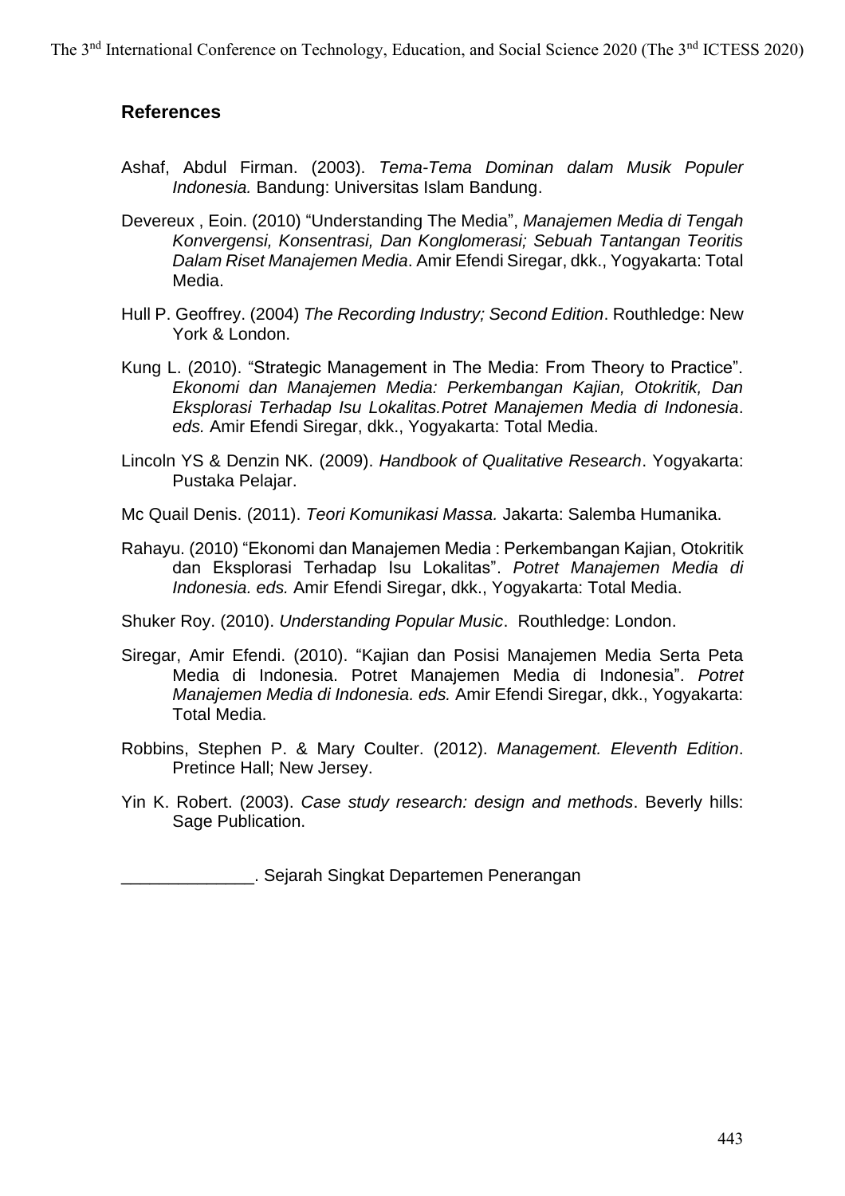## References

Ashaf, Abdul Firman. (2003). *Tema-Tema Dominan dalam Musik Populer Indonesia.* Bandung: Universitas Islam Bandung.

Devereux , Eoin. (2010) "Understanding The Media", *Manajemen Media di Tengah Konvergensi, Konsentrasi, Dan Konglomerasi; Sebuah Tantangan Teoritis Dalam Riset Manajemen Media*. Amir Efendi Siregar, dkk., Yogyakarta: Total Media.

Hull P. Geoffrey. (2004) *The Recording Industry; Second Edition*. Routhledge: New York & London.

Kung L. (2010). "Strategic Management in The Media: From Theory to Practice". *Ekonomi dan Manajemen Media: Perkembangan Kajian, Otokritik, Dan Eksplorasi Terhadap Isu Lokalitas.Potret Manajemen Media di Indonesia*. *eds.* Amir Efendi Siregar, dkk., Yogyakarta: Total Media.

Lincoln YS & Denzin NK. (2009). *Handbook of Qualitative Research*. Yogyakarta: Pustaka Pelajar.

Mc Quail Denis. (2011). *Teori Komunikasi Massa.* Jakarta: Salemba Humanika.

Rahayu. (2010) "Ekonomi dan Manajemen Media : Perkembangan Kajian, Otokritik dan Eksplorasi Terhadap Isu Lokalitas". *Potret Manajemen Media di Indonesia. eds.* Amir Efendi Siregar, dkk., Yogyakarta: Total Media.

Shuker Roy. (2010). *Understanding Popular Music*. Routhledge: London.

Siregar, Amir Efendi. (2010). "Kajian dan Posisi Manajemen Media Serta Peta Media di Indonesia. Potret Manajemen Media di Indonesia". *Potret Manajemen Media di Indonesia. eds.* Amir Efendi Siregar, dkk., Yogyakarta: Total Media.

Robbins, Stephen P. & Mary Coulter. (2012). *Management. Eleventh Edition*. Pretince Hall; New Jersey.

Yin K. Robert. (2003). *Case study research: design and methods*. Beverly hills: Sage Publication.

______________. Sejarah Singkat Departemen Penerangan